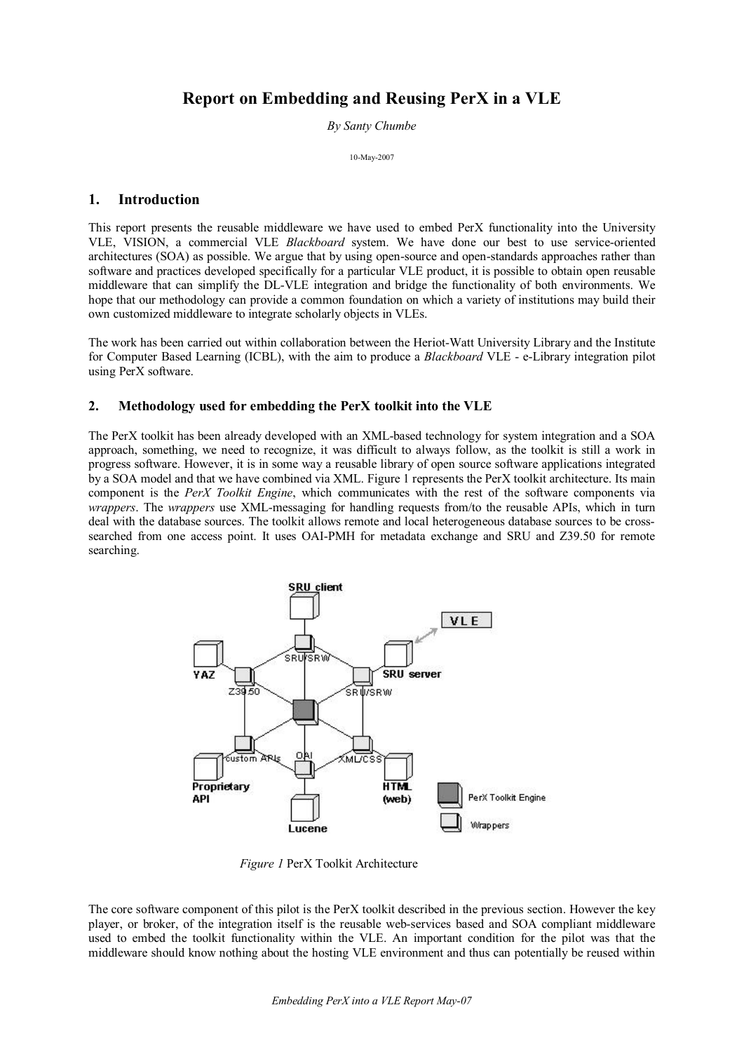# Report on Embedding and Reusing PerX in a VLE

*By Santy Chumbe*

10-May-2007

## 1. Introduction

This report presents the reusable middleware we have used to embed PerX functionality into the University VLE, VISION, a commercial VLE *Blackboard* system. We have done our best to use service-oriented architectures (SOA) as possible. We argue that by using open-source and open-standards approaches rather than software and practices developed specifically for a particular VLE product, it is possible to obtain open reusable middleware that can simplify the DL-VLE integration and bridge the functionality of both environments. We hope that our methodology can provide a common foundation on which a variety of institutions may build their own customized middleware to integrate scholarly objects in VLEs.

The work has been carried out within collaboration between the Heriot-Watt University Library and the Institute for Computer Based Learning (ICBL), with the aim to produce a *Blackboard* VLE - e-Library integration pilot using PerX software.

### 2. Methodology used for embedding the PerX toolkit into the VLE

The PerX toolkit has been already developed with an XML-based technology for system integration and a SOA approach, something, we need to recognize, it was difficult to always follow, as the toolkit is still a work in progress software. However, it is in some way a reusable library of open source software applications integrated by a SOA model and that we have combined via XML. Figure 1 represents the PerX toolkit architecture. Its main component is the *PerX Toolkit Engine*, which communicates with the rest of the software components via *wrappers*. The *wrappers* use XML-messaging for handling requests from/to the reusable APIs, which in turn deal with the database sources. The toolkit allows remote and local heterogeneous database sources to be cross-searched from one access point. It uses OAI-PMH for metadata exchange and SRU and Z39.50 for remote searching.

*Figure 1* PerX Toolkit Architecture

The core software component of this pilot is the PerX toolkit described in the previous section. However the key player, or broker, of the integration itself is the reusable web-services based and SOA compliant middleware used to embed the toolkit functionality within the VLE. An important condition for the pilot was that the middleware should know nothing about the hosting VLE environment and thus can potentially be reused within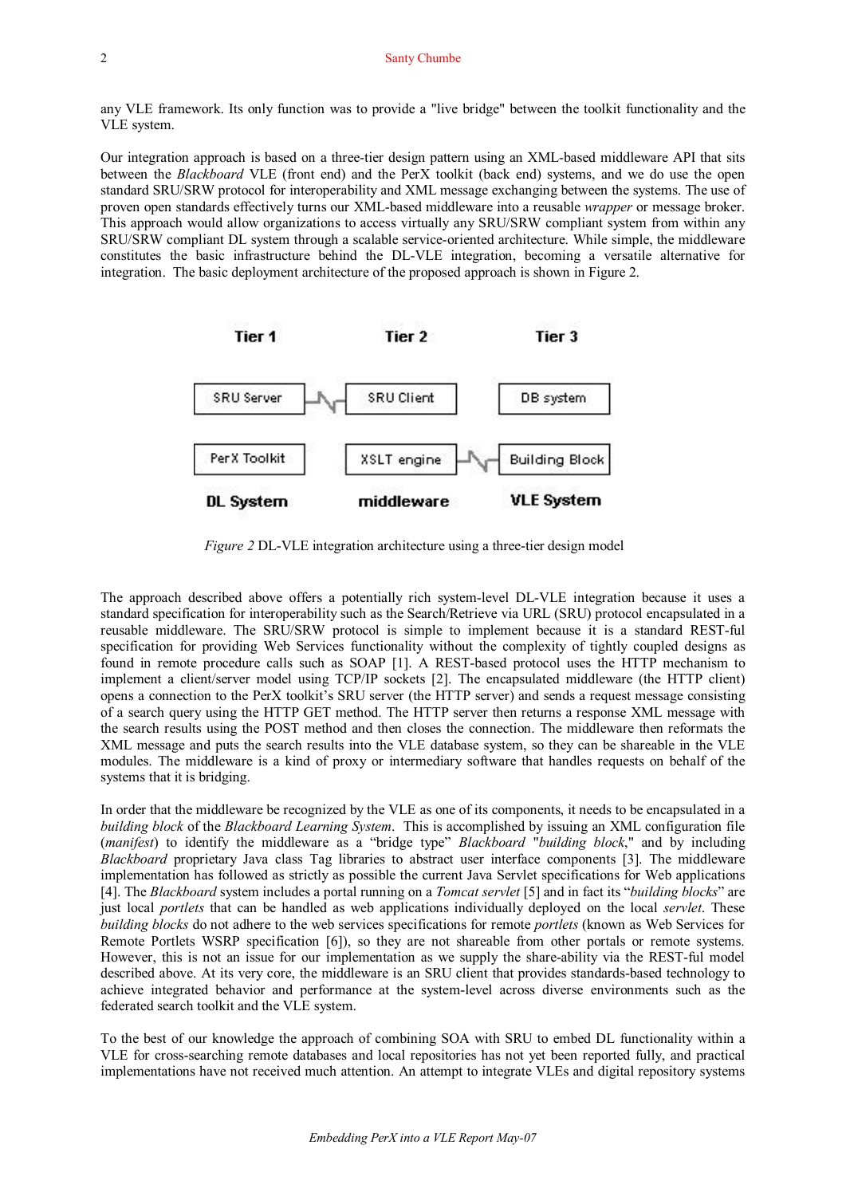any VLE framework. Its only function was to provide a "live bridge" between the toolkit functionality and the VLE system.

Our integration approach is based on a three-tier design pattern using an XML-based middleware API that sits between the *Blackboard* VLE (front end) and the PerX toolkit (back end) systems, and we do use the open standard SRU/SRW protocol for interoperability and XML message exchanging between the systems. The use of proven open standards effectively turns our XML-based middleware into a reusable *wrapper* or message broker. This approach would allow organizations to access virtually any SRU/SRW compliant system from within any SRU/SRW compliant DL system through a scalable service-oriented architecture. While simple, the middleware constitutes the basic infrastructure behind the DL-VLE integration, becoming a versatile alternative for integration. The basic deployment architecture of the proposed approach is shown in Figure 2.

| Tier 1 | Tier 2 | Tier 3 |
|---|---|---|
| SRU Server | SRU Client | DB system |
| PerX Toolkit | XSLT engine | Building Block |
| **DL System** | **middleware** | **VLE System** |

*Figure 2* DL-VLE integration architecture using a three-tier design model

The approach described above offers a potentially rich system-level DL-VLE integration because it uses a standard specification for interoperability such as the Search/Retrieve via URL (SRU) protocol encapsulated in a reusable middleware. The SRU/SRW protocol is simple to implement because it is a standard REST-ful specification for providing Web Services functionality without the complexity of tightly coupled designs as found in remote procedure calls such as SOAP [1]. A REST-based protocol uses the HTTP mechanism to implement a client/server model using TCP/IP sockets [2]. The encapsulated middleware (the HTTP client) opens a connection to the PerX toolkit's SRU server (the HTTP server) and sends a request message consisting of a search query using the HTTP GET method. The HTTP server then returns a response XML message with the search results using the POST method and then closes the connection. The middleware then reformats the XML message and puts the search results into the VLE database system, so they can be shareable in the VLE modules. The middleware is a kind of proxy or intermediary software that handles requests on behalf of the systems that it is bridging.

In order that the middleware be recognized by the VLE as one of its components, it needs to be encapsulated in a *building block* of the *Blackboard Learning System*. This is accomplished by issuing an XML configuration file (*manifest*) to identify the middleware as a "bridge type" *Blackboard* "*building block*," and by including *Blackboard* proprietary Java class Tag libraries to abstract user interface components [3]. The middleware implementation has followed as strictly as possible the current Java Servlet specifications for Web applications [4]. The *Blackboard* system includes a portal running on a *Tomcat servlet* [5] and in fact its "*building blocks*" are just local *portlets* that can be handled as web applications individually deployed on the local *servlet*. These *building blocks* do not adhere to the web services specifications for remote *portlets* (known as Web Services for Remote Portlets WSRP specification [6]), so they are not shareable from other portals or remote systems. However, this is not an issue for our implementation as we supply the share-ability via the REST-ful model described above. At its very core, the middleware is an SRU client that provides standards-based technology to achieve integrated behavior and performance at the system-level across diverse environments such as the federated search toolkit and the VLE system.

To the best of our knowledge the approach of combining SOA with SRU to embed DL functionality within a VLE for cross-searching remote databases and local repositories has not yet been reported fully, and practical implementations have not received much attention. An attempt to integrate VLEs and digital repository systems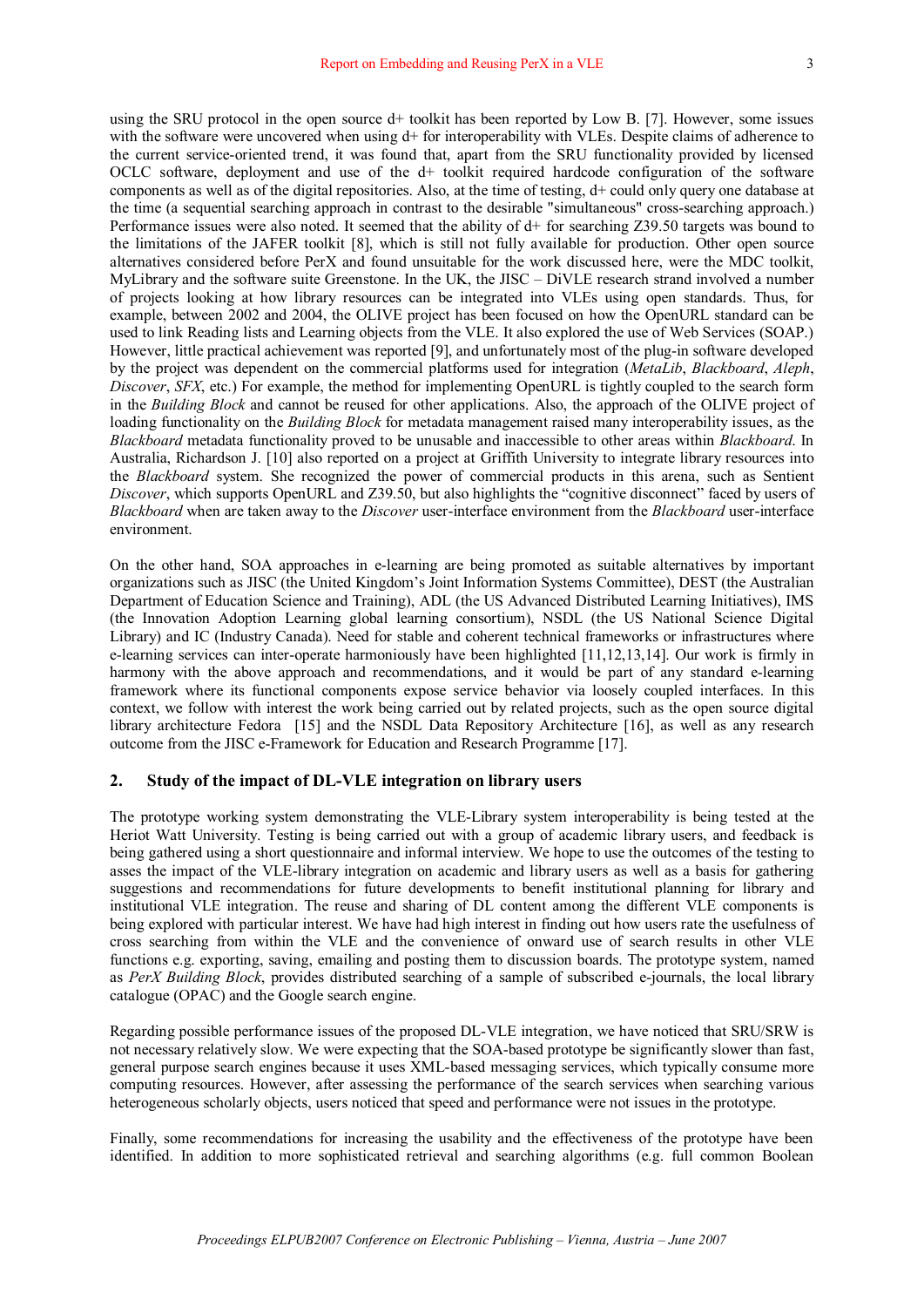using the SRU protocol in the open source d+ toolkit has been reported by Low B. [7]. However, some issues with the software were uncovered when using d+ for interoperability with VLEs. Despite claims of adherence to the current service-oriented trend, it was found that, apart from the SRU functionality provided by licensed OCLC software, deployment and use of the d+ toolkit required hardcode configuration of the software components as well as of the digital repositories. Also, at the time of testing, d+ could only query one database at the time (a sequential searching approach in contrast to the desirable "simultaneous" cross-searching approach.) Performance issues were also noted. It seemed that the ability of d+ for searching Z39.50 targets was bound to the limitations of the JAFER toolkit [8], which is still not fully available for production. Other open source alternatives considered before PerX and found unsuitable for the work discussed here, were the MDC toolkit, MyLibrary and the software suite Greenstone. In the UK, the JISC – DiVLE research strand involved a number of projects looking at how library resources can be integrated into VLEs using open standards. Thus, for example, between 2002 and 2004, the OLIVE project has been focused on how the OpenURL standard can be used to link Reading lists and Learning objects from the VLE. It also explored the use of Web Services (SOAP.) However, little practical achievement was reported [9], and unfortunately most of the plug-in software developed by the project was dependent on the commercial platforms used for integration (*MetaLib*, *Blackboard*, *Aleph*, *Discover*, *SFX*, etc.) For example, the method for implementing OpenURL is tightly coupled to the search form in the *Building Block* and cannot be reused for other applications. Also, the approach of the OLIVE project of loading functionality on the *Building Block* for metadata management raised many interoperability issues, as the *Blackboard* metadata functionality proved to be unusable and inaccessible to other areas within *Blackboard*. In Australia, Richardson J. [10] also reported on a project at Griffith University to integrate library resources into the *Blackboard* system. She recognized the power of commercial products in this arena, such as Sentient *Discover*, which supports OpenURL and Z39.50, but also highlights the "cognitive disconnect" faced by users of *Blackboard* when are taken away to the *Discover* user-interface environment from the *Blackboard* user-interface environment.

On the other hand, SOA approaches in e-learning are being promoted as suitable alternatives by important organizations such as JISC (the United Kingdom's Joint Information Systems Committee), DEST (the Australian Department of Education Science and Training), ADL (the US Advanced Distributed Learning Initiatives), IMS (the Innovation Adoption Learning global learning consortium), NSDL (the US National Science Digital Library) and IC (Industry Canada). Need for stable and coherent technical frameworks or infrastructures where e-learning services can inter-operate harmoniously have been highlighted [11,12,13,14]. Our work is firmly in harmony with the above approach and recommendations, and it would be part of any standard e-learning framework where its functional components expose service behavior via loosely coupled interfaces. In this context, we follow with interest the work being carried out by related projects, such as the open source digital library architecture Fedora [15] and the NSDL Data Repository Architecture [16], as well as any research outcome from the JISC e-Framework for Education and Research Programme [17].

## 2. Study of the impact of DL-VLE integration on library users

The prototype working system demonstrating the VLE-Library system interoperability is being tested at the Heriot Watt University. Testing is being carried out with a group of academic library users, and feedback is being gathered using a short questionnaire and informal interview. We hope to use the outcomes of the testing to asses the impact of the VLE-library integration on academic and library users as well as a basis for gathering suggestions and recommendations for future developments to benefit institutional planning for library and institutional VLE integration. The reuse and sharing of DL content among the different VLE components is being explored with particular interest. We have had high interest in finding out how users rate the usefulness of cross searching from within the VLE and the convenience of onward use of search results in other VLE functions e.g. exporting, saving, emailing and posting them to discussion boards. The prototype system, named as *PerX Building Block*, provides distributed searching of a sample of subscribed e-journals, the local library catalogue (OPAC) and the Google search engine.

Regarding possible performance issues of the proposed DL-VLE integration, we have noticed that SRU/SRW is not necessary relatively slow. We were expecting that the SOA-based prototype be significantly slower than fast, general purpose search engines because it uses XML-based messaging services, which typically consume more computing resources. However, after assessing the performance of the search services when searching various heterogeneous scholarly objects, users noticed that speed and performance were not issues in the prototype.

Finally, some recommendations for increasing the usability and the effectiveness of the prototype have been identified. In addition to more sophisticated retrieval and searching algorithms (e.g. full common Boolean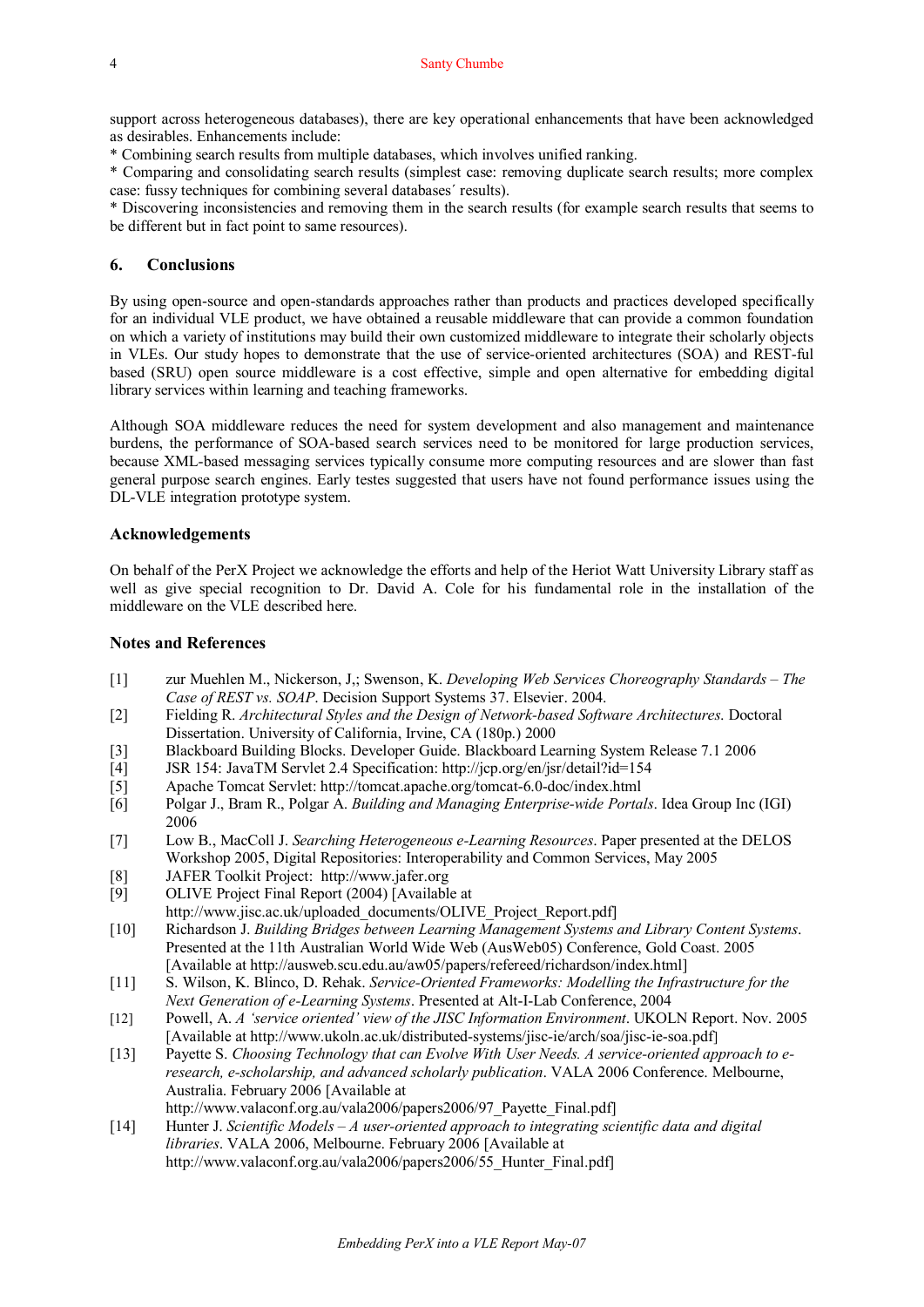support across heterogeneous databases), there are key operational enhancements that have been acknowledged as desirables. Enhancements include:

* Combining search results from multiple databases, which involves unified ranking.
* Comparing and consolidating search results (simplest case: removing duplicate search results; more complex case: fussy techniques for combining several databases´ results).
* Discovering inconsistencies and removing them in the search results (for example search results that seems to be different but in fact point to same resources).

## 6. Conclusions

By using open-source and open-standards approaches rather than products and practices developed specifically for an individual VLE product, we have obtained a reusable middleware that can provide a common foundation on which a variety of institutions may build their own customized middleware to integrate their scholarly objects in VLEs. Our study hopes to demonstrate that the use of service-oriented architectures (SOA) and REST-ful based (SRU) open source middleware is a cost effective, simple and open alternative for embedding digital library services within learning and teaching frameworks.

Although SOA middleware reduces the need for system development and also management and maintenance burdens, the performance of SOA-based search services need to be monitored for large production services, because XML-based messaging services typically consume more computing resources and are slower than fast general purpose search engines. Early testes suggested that users have not found performance issues using the DL-VLE integration prototype system.

## Acknowledgements

On behalf of the PerX Project we acknowledge the efforts and help of the Heriot Watt University Library staff as well as give special recognition to Dr. David A. Cole for his fundamental role in the installation of the middleware on the VLE described here.

## Notes and References

[1] zur Muehlen M., Nickerson, J,; Swenson, K. *Developing Web Services Choreography Standards – The Case of REST vs. SOAP*. Decision Support Systems 37. Elsevier. 2004.

[2] Fielding R. *Architectural Styles and the Design of Network-based Software Architectures.* Doctoral Dissertation. University of California, Irvine, CA (180p.) 2000

[3] Blackboard Building Blocks. Developer Guide. Blackboard Learning System Release 7.1 2006

[4] JSR 154: JavaTM Servlet 2.4 Specification: http://jcp.org/en/jsr/detail?id=154

[5] Apache Tomcat Servlet: http://tomcat.apache.org/tomcat-6.0-doc/index.html

[6] Polgar J., Bram R., Polgar A. *Building and Managing Enterprise-wide Portals*. Idea Group Inc (IGI) 2006

[7] Low B., MacColl J. *Searching Heterogeneous e-Learning Resources*. Paper presented at the DELOS Workshop 2005, Digital Repositories: Interoperability and Common Services, May 2005

[8] JAFER Toolkit Project: http://www.jafer.org

[9] OLIVE Project Final Report (2004) [Available at http://www.jisc.ac.uk/uploaded_documents/OLIVE_Project_Report.pdf]

[10] Richardson J. *Building Bridges between Learning Management Systems and Library Content Systems.* Presented at the 11th Australian World Wide Web (AusWeb05) Conference, Gold Coast. 2005 [Available at http://ausweb.scu.edu.au/aw05/papers/refereed/richardson/index.html]

[11] S. Wilson, K. Blinco, D. Rehak. *Service-Oriented Frameworks: Modelling the Infrastructure for the Next Generation of e-Learning Systems*. Presented at Alt-I-Lab Conference, 2004

[12] Powell, A. *A 'service oriented' view of the JISC Information Environment*. UKOLN Report. Nov. 2005 [Available at http://www.ukoln.ac.uk/distributed-systems/jisc-ie/arch/soa/jisc-ie-soa.pdf]

[13] Payette S. *Choosing Technology that can Evolve With User Needs. A service-oriented approach to e-research, e-scholarship, and advanced scholarly publication*. VALA 2006 Conference. Melbourne, Australia. February 2006 [Available at http://www.valaconf.org.au/vala2006/papers2006/97_Payette_Final.pdf]

[14] Hunter J. *Scientific Models – A user-oriented approach to integrating scientific data and digital libraries*. VALA 2006, Melbourne. February 2006 [Available at http://www.valaconf.org.au/vala2006/papers2006/55_Hunter_Final.pdf]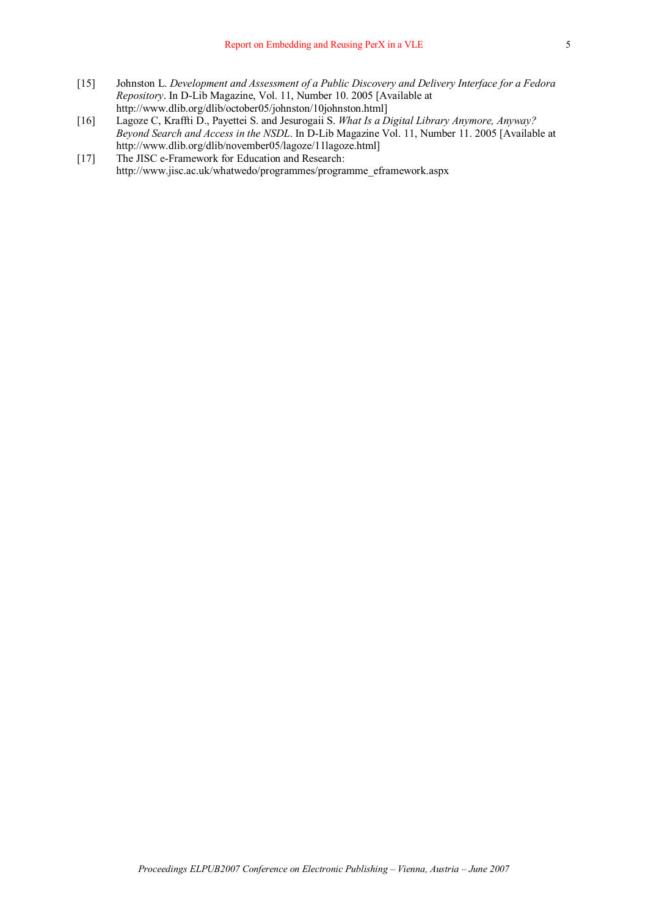[15] Johnston L. *Development and Assessment of a Public Discovery and Delivery Interface for a Fedora Repository*. In D-Lib Magazine, Vol. 11, Number 10. 2005 [Available at http://www.dlib.org/dlib/october05/johnston/10johnston.html]

[16] Lagoze C, Kraffti D., Payettei S. and Jesurogaii S. *What Is a Digital Library Anymore, Anyway? Beyond Search and Access in the NSDL*. In D-Lib Magazine Vol. 11, Number 11. 2005 [Available at http://www.dlib.org/dlib/november05/lagoze/11lagoze.html]

[17] The JISC e-Framework for Education and Research: http://www.jisc.ac.uk/whatwedo/programmes/programme_eframework.aspx